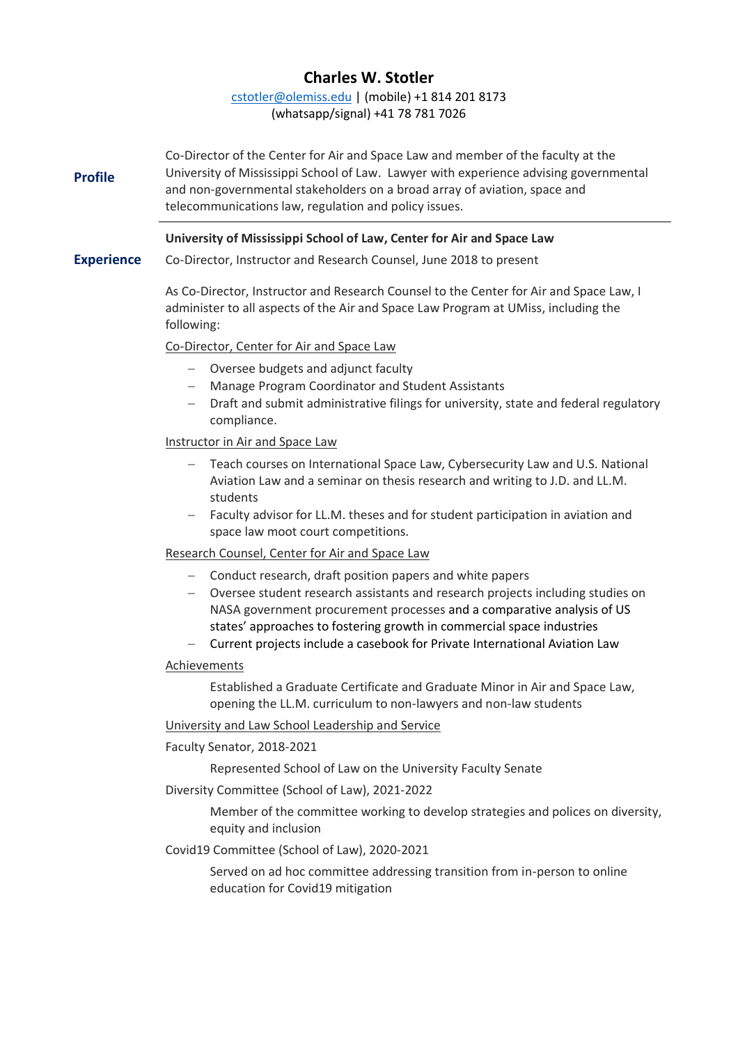# Charles W. Stotler

cstotler@olemiss.edu | (mobile) +1 814 201 8173
(whatsapp/signal) +41 78 781 7026

## Profile

Co-Director of the Center for Air and Space Law and member of the faculty at the University of Mississippi School of Law. Lawyer with experience advising governmental and non-governmental stakeholders on a broad array of aviation, space and telecommunications law, regulation and policy issues.

## Experience

**University of Mississippi School of Law, Center for Air and Space Law**

Co-Director, Instructor and Research Counsel, June 2018 to present

As Co-Director, Instructor and Research Counsel to the Center for Air and Space Law, I administer to all aspects of the Air and Space Law Program at UMiss, including the following:

Co-Director, Center for Air and Space Law

- Oversee budgets and adjunct faculty
- Manage Program Coordinator and Student Assistants
- Draft and submit administrative filings for university, state and federal regulatory compliance.

Instructor in Air and Space Law

- Teach courses on International Space Law, Cybersecurity Law and U.S. National Aviation Law and a seminar on thesis research and writing to J.D. and LL.M. students
- Faculty advisor for LL.M. theses and for student participation in aviation and space law moot court competitions.

Research Counsel, Center for Air and Space Law

- Conduct research, draft position papers and white papers
- Oversee student research assistants and research projects including studies on NASA government procurement processes and a comparative analysis of US states' approaches to fostering growth in commercial space industries
- Current projects include a casebook for Private International Aviation Law

Achievements

Established a Graduate Certificate and Graduate Minor in Air and Space Law, opening the LL.M. curriculum to non-lawyers and non-law students

University and Law School Leadership and Service

Faculty Senator, 2018-2021

Represented School of Law on the University Faculty Senate

Diversity Committee (School of Law), 2021-2022

Member of the committee working to develop strategies and polices on diversity, equity and inclusion

Covid19 Committee (School of Law), 2020-2021

Served on ad hoc committee addressing transition from in-person to online education for Covid19 mitigation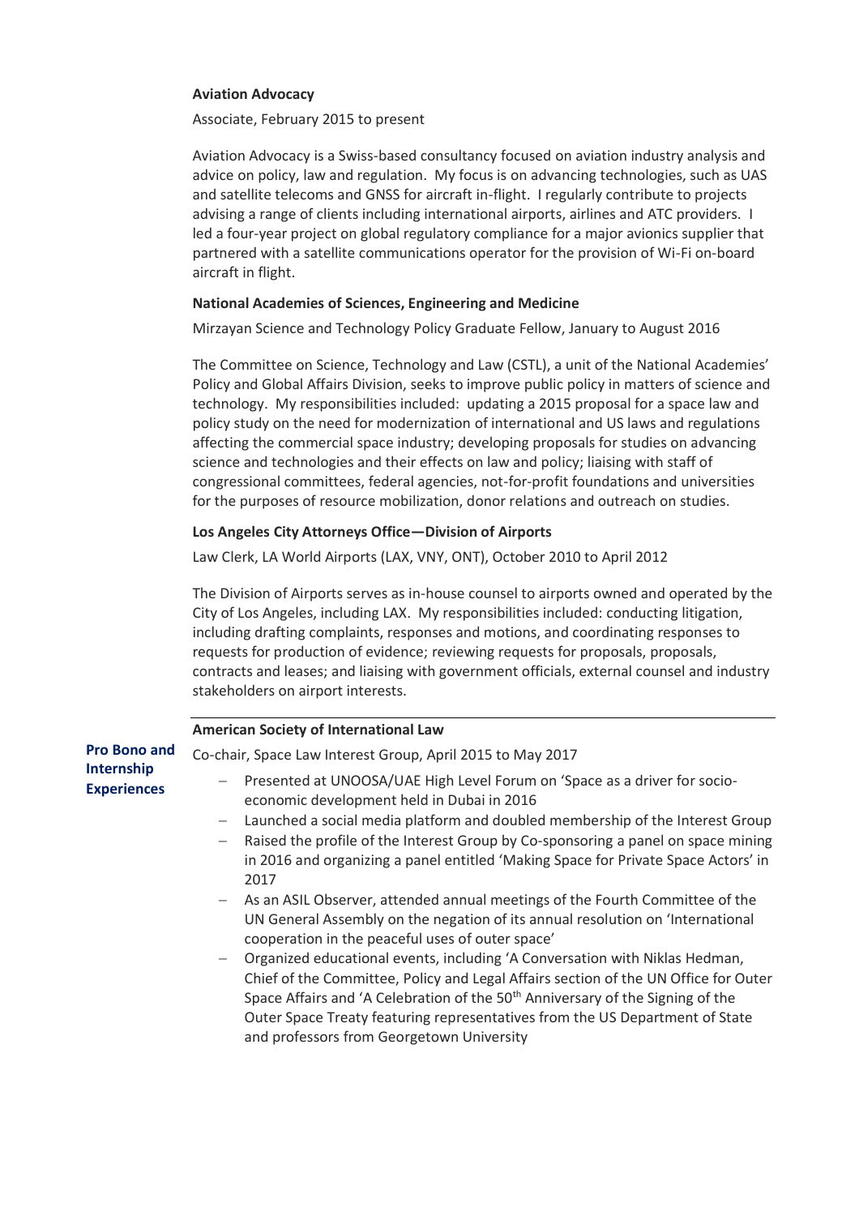**Aviation Advocacy**

Associate, February 2015 to present

Aviation Advocacy is a Swiss-based consultancy focused on aviation industry analysis and advice on policy, law and regulation. My focus is on advancing technologies, such as UAS and satellite telecoms and GNSS for aircraft in-flight. I regularly contribute to projects advising a range of clients including international airports, airlines and ATC providers. I led a four-year project on global regulatory compliance for a major avionics supplier that partnered with a satellite communications operator for the provision of Wi-Fi on-board aircraft in flight.

**National Academies of Sciences, Engineering and Medicine**

Mirzayan Science and Technology Policy Graduate Fellow, January to August 2016

The Committee on Science, Technology and Law (CSTL), a unit of the National Academies' Policy and Global Affairs Division, seeks to improve public policy in matters of science and technology. My responsibilities included: updating a 2015 proposal for a space law and policy study on the need for modernization of international and US laws and regulations affecting the commercial space industry; developing proposals for studies on advancing science and technologies and their effects on law and policy; liaising with staff of congressional committees, federal agencies, not-for-profit foundations and universities for the purposes of resource mobilization, donor relations and outreach on studies.

**Los Angeles City Attorneys Office—Division of Airports**

Law Clerk, LA World Airports (LAX, VNY, ONT), October 2010 to April 2012

The Division of Airports serves as in-house counsel to airports owned and operated by the City of Los Angeles, including LAX. My responsibilities included: conducting litigation, including drafting complaints, responses and motions, and coordinating responses to requests for production of evidence; reviewing requests for proposals, proposals, contracts and leases; and liaising with government officials, external counsel and industry stakeholders on airport interests.

## Pro Bono and Internship Experiences

**American Society of International Law**

Co-chair, Space Law Interest Group, April 2015 to May 2017

- Presented at UNOOSA/UAE High Level Forum on 'Space as a driver for socio-economic development held in Dubai in 2016
- Launched a social media platform and doubled membership of the Interest Group
- Raised the profile of the Interest Group by Co-sponsoring a panel on space mining in 2016 and organizing a panel entitled 'Making Space for Private Space Actors' in 2017
- As an ASIL Observer, attended annual meetings of the Fourth Committee of the UN General Assembly on the negation of its annual resolution on 'International cooperation in the peaceful uses of outer space'
- Organized educational events, including 'A Conversation with Niklas Hedman, Chief of the Committee, Policy and Legal Affairs section of the UN Office for Outer Space Affairs and 'A Celebration of the 50th Anniversary of the Signing of the Outer Space Treaty featuring representatives from the US Department of State and professors from Georgetown University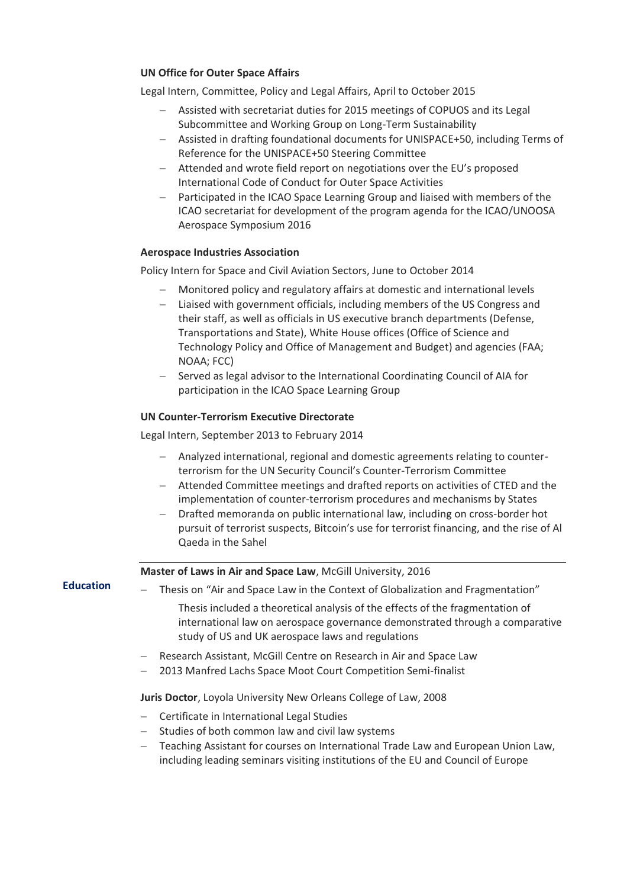**UN Office for Outer Space Affairs**

Legal Intern, Committee, Policy and Legal Affairs, April to October 2015

- Assisted with secretariat duties for 2015 meetings of COPUOS and its Legal Subcommittee and Working Group on Long-Term Sustainability
- Assisted in drafting foundational documents for UNISPACE+50, including Terms of Reference for the UNISPACE+50 Steering Committee
- Attended and wrote field report on negotiations over the EU's proposed International Code of Conduct for Outer Space Activities
- Participated in the ICAO Space Learning Group and liaised with members of the ICAO secretariat for development of the program agenda for the ICAO/UNOOSA Aerospace Symposium 2016

**Aerospace Industries Association**

Policy Intern for Space and Civil Aviation Sectors, June to October 2014

- Monitored policy and regulatory affairs at domestic and international levels
- Liaised with government officials, including members of the US Congress and their staff, as well as officials in US executive branch departments (Defense, Transportations and State), White House offices (Office of Science and Technology Policy and Office of Management and Budget) and agencies (FAA; NOAA; FCC)
- Served as legal advisor to the International Coordinating Council of AIA for participation in the ICAO Space Learning Group

**UN Counter-Terrorism Executive Directorate**

Legal Intern, September 2013 to February 2014

- Analyzed international, regional and domestic agreements relating to counter-terrorism for the UN Security Council's Counter-Terrorism Committee
- Attended Committee meetings and drafted reports on activities of CTED and the implementation of counter-terrorism procedures and mechanisms by States
- Drafted memoranda on public international law, including on cross-border hot pursuit of terrorist suspects, Bitcoin's use for terrorist financing, and the rise of Al Qaeda in the Sahel

## Education

**Master of Laws in Air and Space Law**, McGill University, 2016

- Thesis on "Air and Space Law in the Context of Globalization and Fragmentation"

  Thesis included a theoretical analysis of the effects of the fragmentation of international law on aerospace governance demonstrated through a comparative study of US and UK aerospace laws and regulations

- Research Assistant, McGill Centre on Research in Air and Space Law
- 2013 Manfred Lachs Space Moot Court Competition Semi-finalist

**Juris Doctor**, Loyola University New Orleans College of Law, 2008

- Certificate in International Legal Studies
- Studies of both common law and civil law systems
- Teaching Assistant for courses on International Trade Law and European Union Law, including leading seminars visiting institutions of the EU and Council of Europe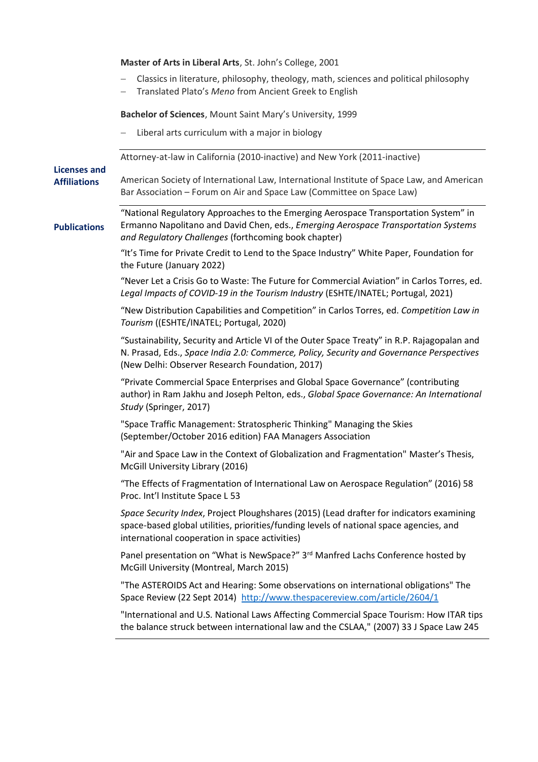**Master of Arts in Liberal Arts**, St. John's College, 2001

- Classics in literature, philosophy, theology, math, sciences and political philosophy
- Translated Plato's *Meno* from Ancient Greek to English

**Bachelor of Sciences**, Mount Saint Mary's University, 1999

- Liberal arts curriculum with a major in biology

## Licenses and Affiliations

Attorney-at-law in California (2010-inactive) and New York (2011-inactive)

American Society of International Law, International Institute of Space Law, and American Bar Association – Forum on Air and Space Law (Committee on Space Law)

## Publications

"National Regulatory Approaches to the Emerging Aerospace Transportation System" in Ermanno Napolitano and David Chen, eds., *Emerging Aerospace Transportation Systems and Regulatory Challenges* (forthcoming book chapter)

"It's Time for Private Credit to Lend to the Space Industry" White Paper, Foundation for the Future (January 2022)

"Never Let a Crisis Go to Waste: The Future for Commercial Aviation" in Carlos Torres, ed. *Legal Impacts of COVID-19 in the Tourism Industry* (ESHTE/INATEL; Portugal, 2021)

"New Distribution Capabilities and Competition" in Carlos Torres, ed. *Competition Law in Tourism* ((ESHTE/INATEL; Portugal, 2020)

"Sustainability, Security and Article VI of the Outer Space Treaty" in R.P. Rajagopalan and N. Prasad, Eds., *Space India 2.0: Commerce, Policy, Security and Governance Perspectives* (New Delhi: Observer Research Foundation, 2017)

"Private Commercial Space Enterprises and Global Space Governance" (contributing author) in Ram Jakhu and Joseph Pelton, eds., *Global Space Governance: An International Study* (Springer, 2017)

"Space Traffic Management: Stratospheric Thinking" Managing the Skies (September/October 2016 edition) FAA Managers Association

"Air and Space Law in the Context of Globalization and Fragmentation" Master's Thesis, McGill University Library (2016)

"The Effects of Fragmentation of International Law on Aerospace Regulation" (2016) 58 Proc. Int'l Institute Space L 53

*Space Security Index*, Project Ploughshares (2015) (Lead drafter for indicators examining space-based global utilities, priorities/funding levels of national space agencies, and international cooperation in space activities)

Panel presentation on "What is NewSpace?" 3rd Manfred Lachs Conference hosted by McGill University (Montreal, March 2015)

"The ASTEROIDS Act and Hearing: Some observations on international obligations" The Space Review (22 Sept 2014) http://www.thespacereview.com/article/2604/1

"International and U.S. National Laws Affecting Commercial Space Tourism: How ITAR tips the balance struck between international law and the CSLAA," (2007) 33 J Space Law 245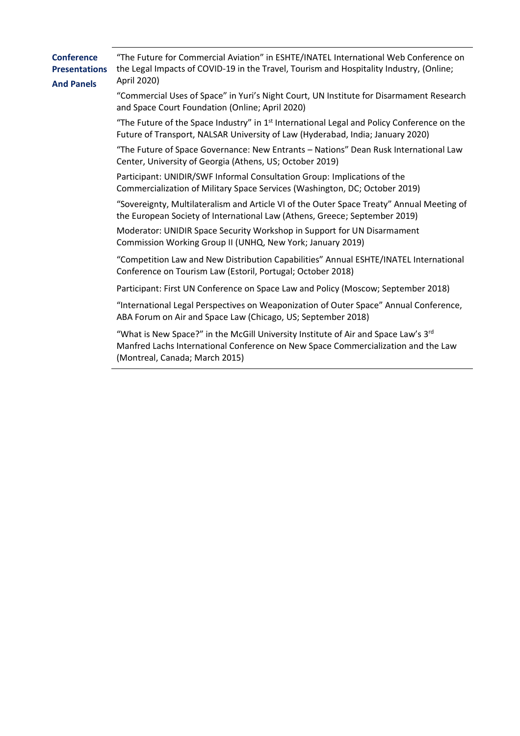## Conference Presentations And Panels

"The Future for Commercial Aviation" in ESHTE/INATEL International Web Conference on the Legal Impacts of COVID-19 in the Travel, Tourism and Hospitality Industry, (Online; April 2020)

"Commercial Uses of Space" in Yuri's Night Court, UN Institute for Disarmament Research and Space Court Foundation (Online; April 2020)

"The Future of the Space Industry" in 1st International Legal and Policy Conference on the Future of Transport, NALSAR University of Law (Hyderabad, India; January 2020)

"The Future of Space Governance: New Entrants – Nations" Dean Rusk International Law Center, University of Georgia (Athens, US; October 2019)

Participant: UNIDIR/SWF Informal Consultation Group: Implications of the Commercialization of Military Space Services (Washington, DC; October 2019)

"Sovereignty, Multilateralism and Article VI of the Outer Space Treaty" Annual Meeting of the European Society of International Law (Athens, Greece; September 2019)

Moderator: UNIDIR Space Security Workshop in Support for UN Disarmament Commission Working Group II (UNHQ, New York; January 2019)

"Competition Law and New Distribution Capabilities" Annual ESHTE/INATEL International Conference on Tourism Law (Estoril, Portugal; October 2018)

Participant: First UN Conference on Space Law and Policy (Moscow; September 2018)

"International Legal Perspectives on Weaponization of Outer Space" Annual Conference, ABA Forum on Air and Space Law (Chicago, US; September 2018)

"What is New Space?" in the McGill University Institute of Air and Space Law's 3rd Manfred Lachs International Conference on New Space Commercialization and the Law (Montreal, Canada; March 2015)